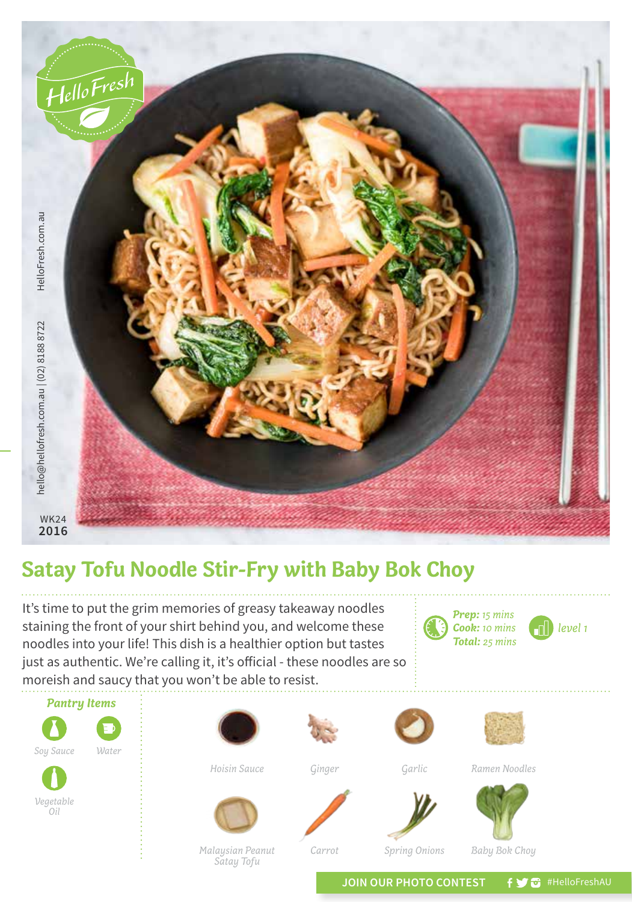HelloFresh

hello@hellofresh.com.au | (02) 8188 8722 HelloFresh.com.au

WK24
2016

# Satay Tofu Noodle Stir-Fry with Baby Bok Choy

It's time to put the grim memories of greasy takeaway noodles staining the front of your shirt behind you, and welcome these noodles into your life! This dish is a healthier option but tastes just as authentic. We're calling it, it's official - these noodles are so moreish and saucy that you won't be able to resist.

***Prep:*** *15 mins*
***Cook:*** *10 mins*
***Total:*** *25 mins*

*level 1*

### *Pantry Items*

- *Soy Sauce*
- *Water*
- *Vegetable Oil*

*Hoisin Sauce*

*Ginger*

*Garlic*

*Ramen Noodles*

*Malaysian Peanut Satay Tofu*

*Carrot*

*Spring Onions*

*Baby Bok Choy*

JOIN OUR PHOTO CONTEST #HelloFreshAU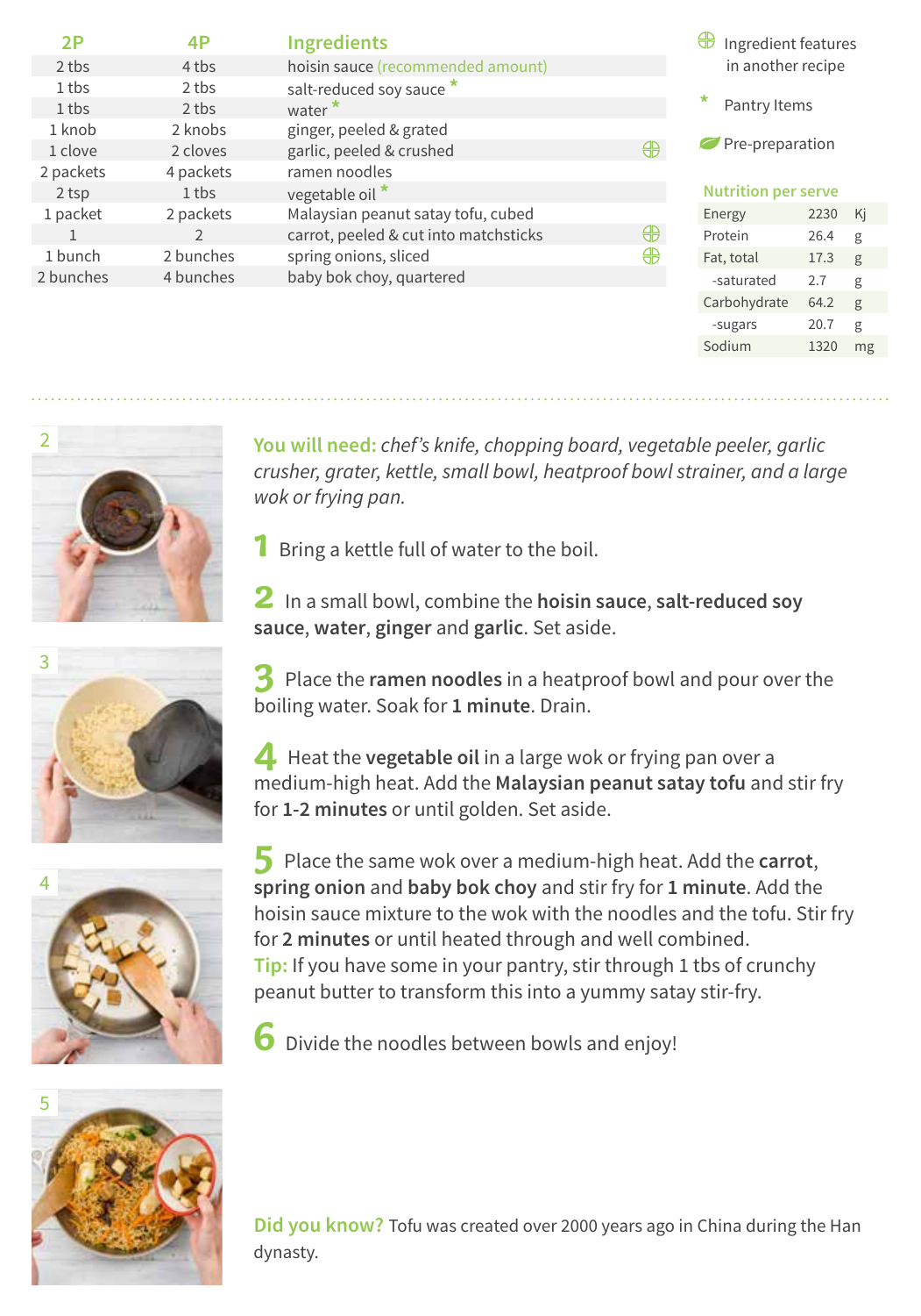| 2P | 4P | Ingredients | |
|---|---|---|---|
| 2 tbs | 4 tbs | hoisin sauce (recommended amount) | |
| 1 tbs | 2 tbs | salt-reduced soy sauce * | |
| 1 tbs | 2 tbs | water * | |
| 1 knob | 2 knobs | ginger, peeled & grated | |
| 1 clove | 2 cloves | garlic, peeled & crushed | ⊕ |
| 2 packets | 4 packets | ramen noodles | |
| 2 tsp | 1 tbs | vegetable oil * | |
| 1 packet | 2 packets | Malaysian peanut satay tofu, cubed | |
| 1 | 2 | carrot, peeled & cut into matchsticks | ⊕ |
| 1 bunch | 2 bunches | spring onions, sliced | ⊕ |
| 2 bunches | 4 bunches | baby bok choy, quartered | |

⊕ Ingredient features in another recipe

\* Pantry Items

Pre-preparation

**Nutrition per serve**

| | | |
|---|---|---|
| Energy | 2230 | Kj |
| Protein | 26.4 | g |
| Fat, total | 17.3 | g |
| -saturated | 2.7 | g |
| Carbohydrate | 64.2 | g |
| -sugars | 20.7 | g |
| Sodium | 1320 | mg |

**You will need:** *chef's knife, chopping board, vegetable peeler, garlic crusher, grater, kettle, small bowl, heatproof bowl strainer, and a large wok or frying pan.*

**1** Bring a kettle full of water to the boil.

**2** In a small bowl, combine the **hoisin sauce**, **salt-reduced soy sauce**, **water**, **ginger** and **garlic**. Set aside.

**3** Place the **ramen noodles** in a heatproof bowl and pour over the boiling water. Soak for **1 minute**. Drain.

**4** Heat the **vegetable oil** in a large wok or frying pan over a medium-high heat. Add the **Malaysian peanut satay tofu** and stir fry for **1-2 minutes** or until golden. Set aside.

**5** Place the same wok over a medium-high heat. Add the **carrot**, **spring onion** and **baby bok choy** and stir fry for **1 minute**. Add the hoisin sauce mixture to the wok with the noodles and the tofu. Stir fry for **2 minutes** or until heated through and well combined.
Tip: If you have some in your pantry, stir through 1 tbs of crunchy peanut butter to transform this into a yummy satay stir-fry.

**6** Divide the noodles between bowls and enjoy!

**Did you know?** Tofu was created over 2000 years ago in China during the Han dynasty.